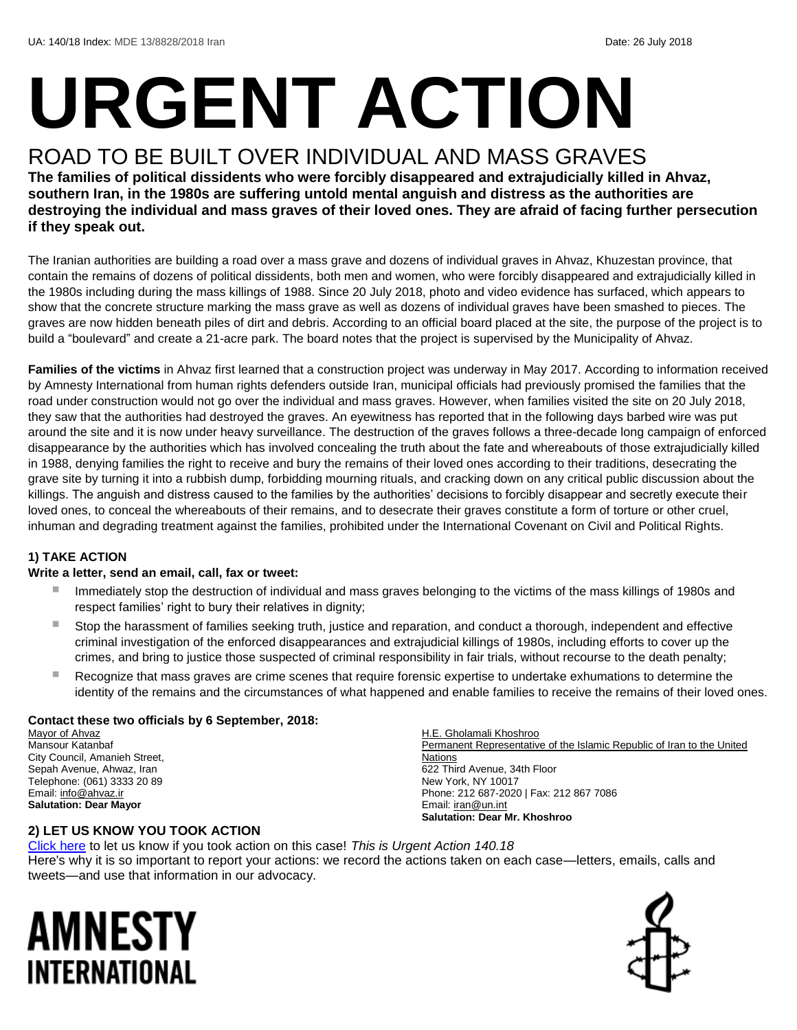UA: 140/18 Index: MDE 13/8828/2018 Iran Date: 26 July 2018

# URGENT ACTION

## ROAD TO BE BUILT OVER INDIVIDUAL AND MASS GRAVES

**The families of political dissidents who were forcibly disappeared and extrajudicially killed in Ahvaz, southern Iran, in the 1980s are suffering untold mental anguish and distress as the authorities are destroying the individual and mass graves of their loved ones. They are afraid of facing further persecution if they speak out.**

The Iranian authorities are building a road over a mass grave and dozens of individual graves in Ahvaz, Khuzestan province, that contain the remains of dozens of political dissidents, both men and women, who were forcibly disappeared and extrajudicially killed in the 1980s including during the mass killings of 1988. Since 20 July 2018, photo and video evidence has surfaced, which appears to show that the concrete structure marking the mass grave as well as dozens of individual graves have been smashed to pieces. The graves are now hidden beneath piles of dirt and debris. According to an official board placed at the site, the purpose of the project is to build a "boulevard" and create a 21-acre park. The board notes that the project is supervised by the Municipality of Ahvaz.

**Families of the victims** in Ahvaz first learned that a construction project was underway in May 2017. According to information received by Amnesty International from human rights defenders outside Iran, municipal officials had previously promised the families that the road under construction would not go over the individual and mass graves. However, when families visited the site on 20 July 2018, they saw that the authorities had destroyed the graves. An eyewitness has reported that in the following days barbed wire was put around the site and it is now under heavy surveillance. The destruction of the graves follows a three-decade long campaign of enforced disappearance by the authorities which has involved concealing the truth about the fate and whereabouts of those extrajudicially killed in 1988, denying families the right to receive and bury the remains of their loved ones according to their traditions, desecrating the grave site by turning it into a rubbish dump, forbidding mourning rituals, and cracking down on any critical public discussion about the killings. The anguish and distress caused to the families by the authorities' decisions to forcibly disappear and secretly execute their loved ones, to conceal the whereabouts of their remains, and to desecrate their graves constitute a form of torture or other cruel, inhuman and degrading treatment against the families, prohibited under the International Covenant on Civil and Political Rights.

### 1) TAKE ACTION

**Write a letter, send an email, call, fax or tweet:**

- Immediately stop the destruction of individual and mass graves belonging to the victims of the mass killings of 1980s and respect families' right to bury their relatives in dignity;
- Stop the harassment of families seeking truth, justice and reparation, and conduct a thorough, independent and effective criminal investigation of the enforced disappearances and extrajudicial killings of 1980s, including efforts to cover up the crimes, and bring to justice those suspected of criminal responsibility in fair trials, without recourse to the death penalty;
- Recognize that mass graves are crime scenes that require forensic expertise to undertake exhumations to determine the identity of the remains and the circumstances of what happened and enable families to receive the remains of their loved ones.

**Contact these two officials by 6 September, 2018:**

Mayor of Ahvaz
Mansour Katanbaf
City Council, Amanieh Street,
Sepah Avenue, Ahwaz, Iran
Telephone: (061) 3333 20 89
Email: info@ahvaz.ir
**Salutation: Dear Mayor**

H.E. Gholamali Khoshroo
Permanent Representative of the Islamic Republic of Iran to the United Nations
622 Third Avenue, 34th Floor
New York, NY 10017
Phone: 212 687-2020 | Fax: 212 867 7086
Email: iran@un.int
**Salutation: Dear Mr. Khoshroo**

### 2) LET US KNOW YOU TOOK ACTION

Click here to let us know if you took action on this case! *This is Urgent Action 140.18*
Here's why it is so important to report your actions: we record the actions taken on each case—letters, emails, calls and tweets—and use that information in our advocacy.

AMNESTY INTERNATIONAL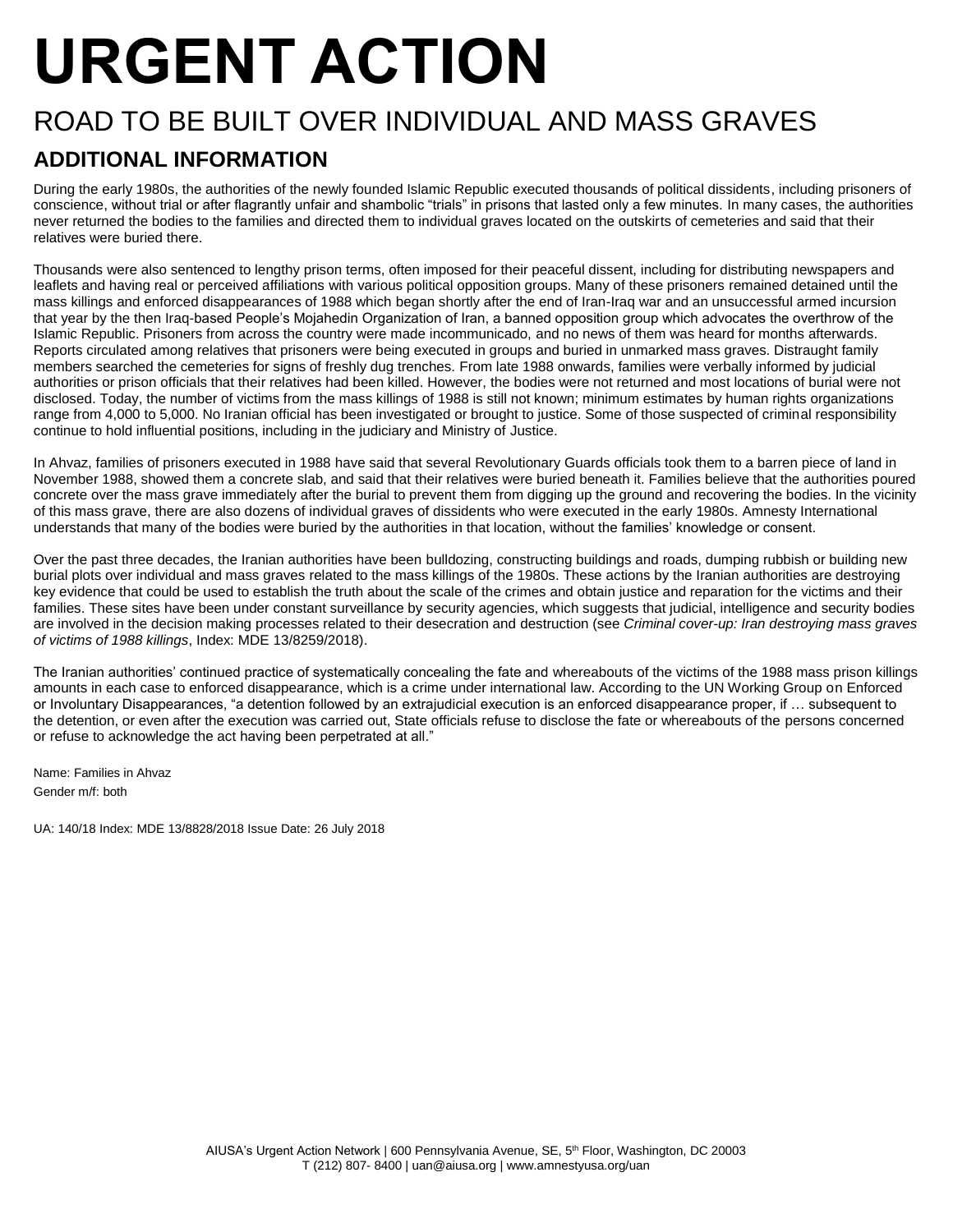# URGENT ACTION

## ROAD TO BE BUILT OVER INDIVIDUAL AND MASS GRAVES

### ADDITIONAL INFORMATION

During the early 1980s, the authorities of the newly founded Islamic Republic executed thousands of political dissidents, including prisoners of conscience, without trial or after flagrantly unfair and shambolic "trials" in prisons that lasted only a few minutes. In many cases, the authorities never returned the bodies to the families and directed them to individual graves located on the outskirts of cemeteries and said that their relatives were buried there.

Thousands were also sentenced to lengthy prison terms, often imposed for their peaceful dissent, including for distributing newspapers and leaflets and having real or perceived affiliations with various political opposition groups. Many of these prisoners remained detained until the mass killings and enforced disappearances of 1988 which began shortly after the end of Iran-Iraq war and an unsuccessful armed incursion that year by the then Iraq-based People's Mojahedin Organization of Iran, a banned opposition group which advocates the overthrow of the Islamic Republic. Prisoners from across the country were made incommunicado, and no news of them was heard for months afterwards. Reports circulated among relatives that prisoners were being executed in groups and buried in unmarked mass graves. Distraught family members searched the cemeteries for signs of freshly dug trenches. From late 1988 onwards, families were verbally informed by judicial authorities or prison officials that their relatives had been killed. However, the bodies were not returned and most locations of burial were not disclosed. Today, the number of victims from the mass killings of 1988 is still not known; minimum estimates by human rights organizations range from 4,000 to 5,000. No Iranian official has been investigated or brought to justice. Some of those suspected of criminal responsibility continue to hold influential positions, including in the judiciary and Ministry of Justice.

In Ahvaz, families of prisoners executed in 1988 have said that several Revolutionary Guards officials took them to a barren piece of land in November 1988, showed them a concrete slab, and said that their relatives were buried beneath it. Families believe that the authorities poured concrete over the mass grave immediately after the burial to prevent them from digging up the ground and recovering the bodies. In the vicinity of this mass grave, there are also dozens of individual graves of dissidents who were executed in the early 1980s. Amnesty International understands that many of the bodies were buried by the authorities in that location, without the families' knowledge or consent.

Over the past three decades, the Iranian authorities have been bulldozing, constructing buildings and roads, dumping rubbish or building new burial plots over individual and mass graves related to the mass killings of the 1980s. These actions by the Iranian authorities are destroying key evidence that could be used to establish the truth about the scale of the crimes and obtain justice and reparation for the victims and their families. These sites have been under constant surveillance by security agencies, which suggests that judicial, intelligence and security bodies are involved in the decision making processes related to their desecration and destruction (see *Criminal cover-up: Iran destroying mass graves of victims of 1988 killings*, Index: MDE 13/8259/2018).

The Iranian authorities' continued practice of systematically concealing the fate and whereabouts of the victims of the 1988 mass prison killings amounts in each case to enforced disappearance, which is a crime under international law. According to the UN Working Group on Enforced or Involuntary Disappearances, "a detention followed by an extrajudicial execution is an enforced disappearance proper, if … subsequent to the detention, or even after the execution was carried out, State officials refuse to disclose the fate or whereabouts of the persons concerned or refuse to acknowledge the act having been perpetrated at all."

Name: Families in Ahvaz
Gender m/f: both

UA: 140/18 Index: MDE 13/8828/2018 Issue Date: 26 July 2018

AIUSA's Urgent Action Network | 600 Pennsylvania Avenue, SE, 5th Floor, Washington, DC 20003
T (212) 807- 8400 | uan@aiusa.org | www.amnestyusa.org/uan